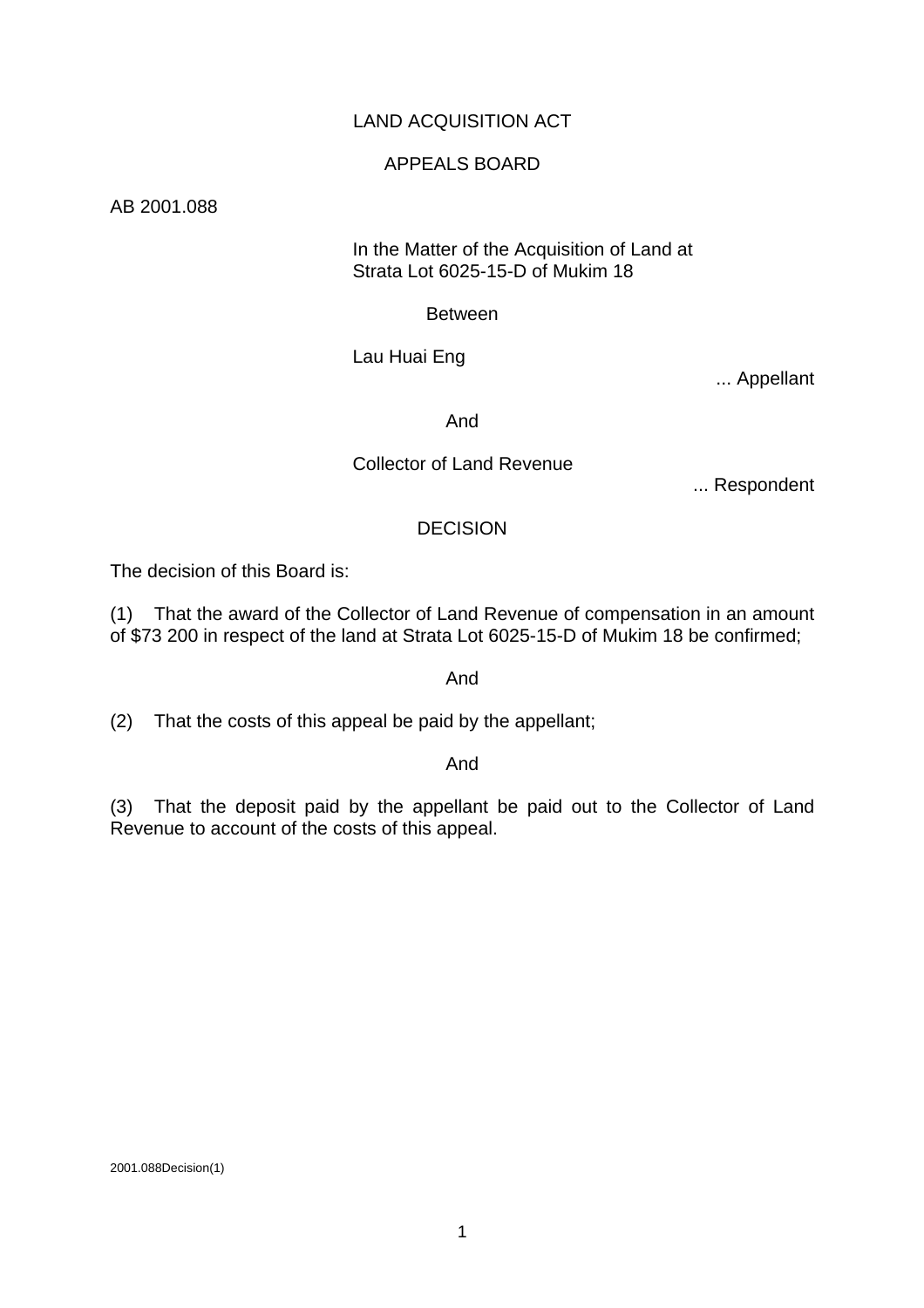# LAND ACQUISITION ACT

## APPEALS BOARD

AB 2001.088

In the Matter of the Acquisition of Land at
Strata Lot 6025-15-D of Mukim 18

Between

Lau Huai Eng

... Appellant

And

Collector of Land Revenue

... Respondent

## DECISION

The decision of this Board is:

(1) That the award of the Collector of Land Revenue of compensation in an amount of $73 200 in respect of the land at Strata Lot 6025-15-D of Mukim 18 be confirmed;

And

(2) That the costs of this appeal be paid by the appellant;

And

(3) That the deposit paid by the appellant be paid out to the Collector of Land Revenue to account of the costs of this appeal.

2001.088Decision(1)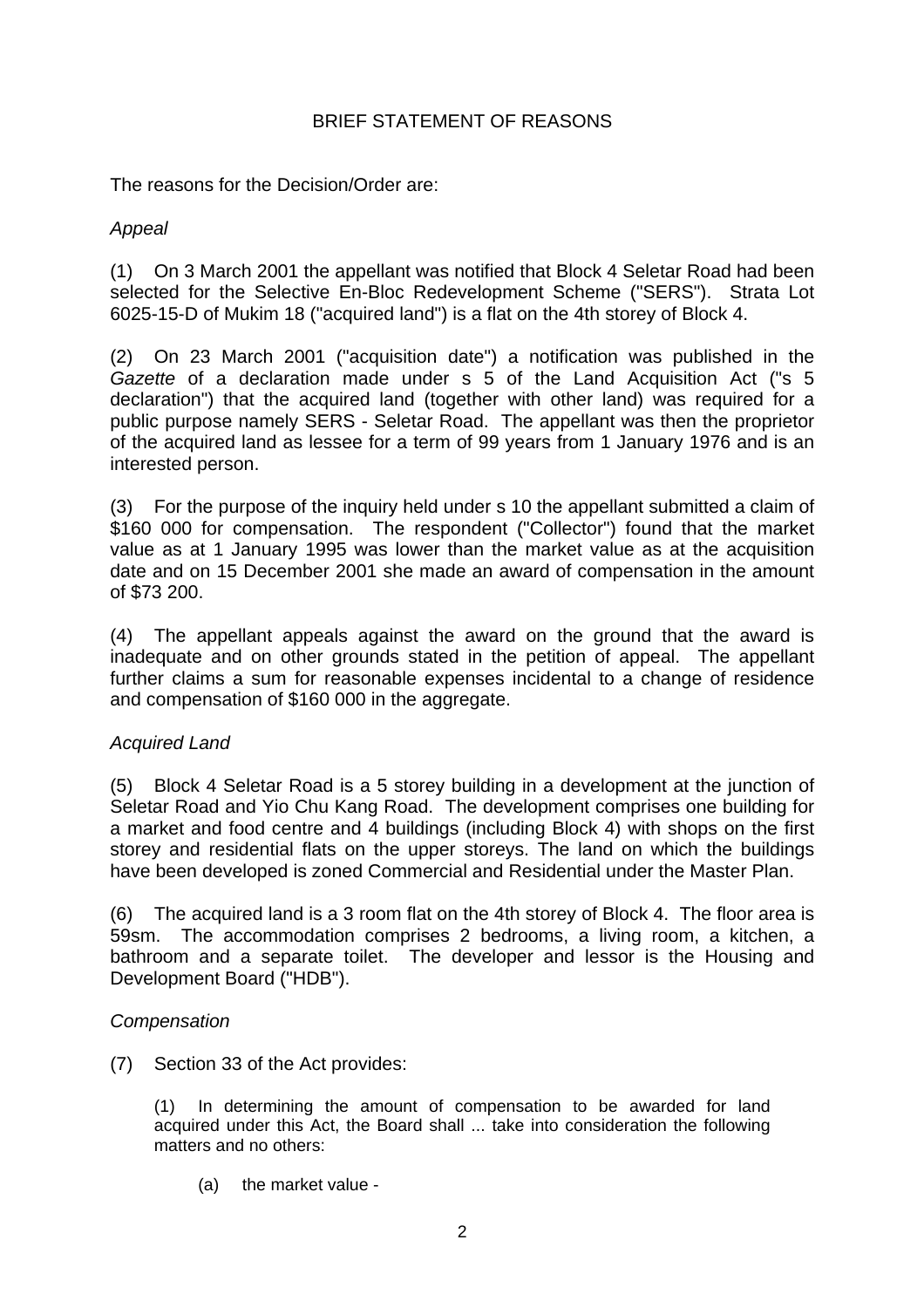BRIEF STATEMENT OF REASONS

The reasons for the Decision/Order are:

*Appeal*

(1) On 3 March 2001 the appellant was notified that Block 4 Seletar Road had been selected for the Selective En-Bloc Redevelopment Scheme ("SERS"). Strata Lot 6025-15-D of Mukim 18 ("acquired land") is a flat on the 4th storey of Block 4.

(2) On 23 March 2001 ("acquisition date") a notification was published in the *Gazette* of a declaration made under s 5 of the Land Acquisition Act ("s 5 declaration") that the acquired land (together with other land) was required for a public purpose namely SERS - Seletar Road. The appellant was then the proprietor of the acquired land as lessee for a term of 99 years from 1 January 1976 and is an interested person.

(3) For the purpose of the inquiry held under s 10 the appellant submitted a claim of $160 000 for compensation. The respondent ("Collector") found that the market value as at 1 January 1995 was lower than the market value as at the acquisition date and on 15 December 2001 she made an award of compensation in the amount of $73 200.

(4) The appellant appeals against the award on the ground that the award is inadequate and on other grounds stated in the petition of appeal. The appellant further claims a sum for reasonable expenses incidental to a change of residence and compensation of $160 000 in the aggregate.

*Acquired Land*

(5) Block 4 Seletar Road is a 5 storey building in a development at the junction of Seletar Road and Yio Chu Kang Road. The development comprises one building for a market and food centre and 4 buildings (including Block 4) with shops on the first storey and residential flats on the upper storeys. The land on which the buildings have been developed is zoned Commercial and Residential under the Master Plan.

(6) The acquired land is a 3 room flat on the 4th storey of Block 4. The floor area is 59sm. The accommodation comprises 2 bedrooms, a living room, a kitchen, a bathroom and a separate toilet. The developer and lessor is the Housing and Development Board ("HDB").

*Compensation*

(7) Section 33 of the Act provides:

> (1) In determining the amount of compensation to be awarded for land acquired under this Act, the Board shall ... take into consideration the following matters and no others:
>
> (a) the market value -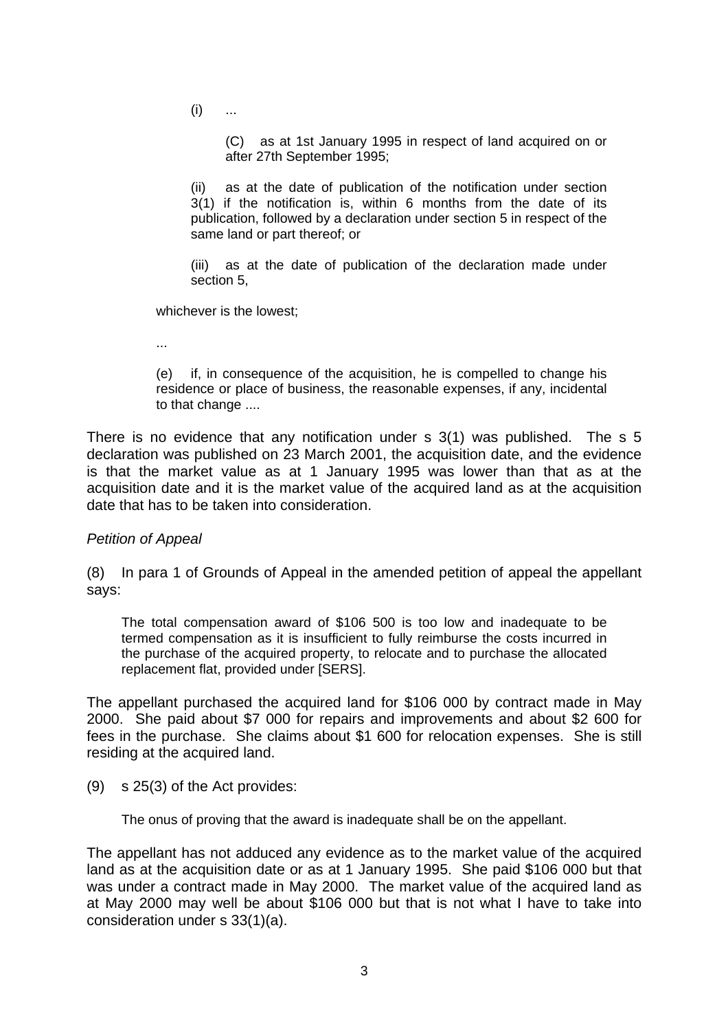> (i) ...
>
> > (C) as at 1st January 1995 in respect of land acquired on or after 27th September 1995;
>
> (ii) as at the date of publication of the notification under section 3(1) if the notification is, within 6 months from the date of its publication, followed by a declaration under section 5 in respect of the same land or part thereof; or
>
> (iii) as at the date of publication of the declaration made under section 5,
>
> whichever is the lowest;
>
> ...
>
> (e) if, in consequence of the acquisition, he is compelled to change his residence or place of business, the reasonable expenses, if any, incidental to that change ....

There is no evidence that any notification under s 3(1) was published. The s 5 declaration was published on 23 March 2001, the acquisition date, and the evidence is that the market value as at 1 January 1995 was lower than that as at the acquisition date and it is the market value of the acquired land as at the acquisition date that has to be taken into consideration.

*Petition of Appeal*

(8) In para 1 of Grounds of Appeal in the amended petition of appeal the appellant says:

> The total compensation award of $106 500 is too low and inadequate to be termed compensation as it is insufficient to fully reimburse the costs incurred in the purchase of the acquired property, to relocate and to purchase the allocated replacement flat, provided under [SERS].

The appellant purchased the acquired land for $106 000 by contract made in May 2000. She paid about $7 000 for repairs and improvements and about $2 600 for fees in the purchase. She claims about $1 600 for relocation expenses. She is still residing at the acquired land.

(9) s 25(3) of the Act provides:

> The onus of proving that the award is inadequate shall be on the appellant.

The appellant has not adduced any evidence as to the market value of the acquired land as at the acquisition date or as at 1 January 1995. She paid $106 000 but that was under a contract made in May 2000. The market value of the acquired land as at May 2000 may well be about $106 000 but that is not what I have to take into consideration under s 33(1)(a).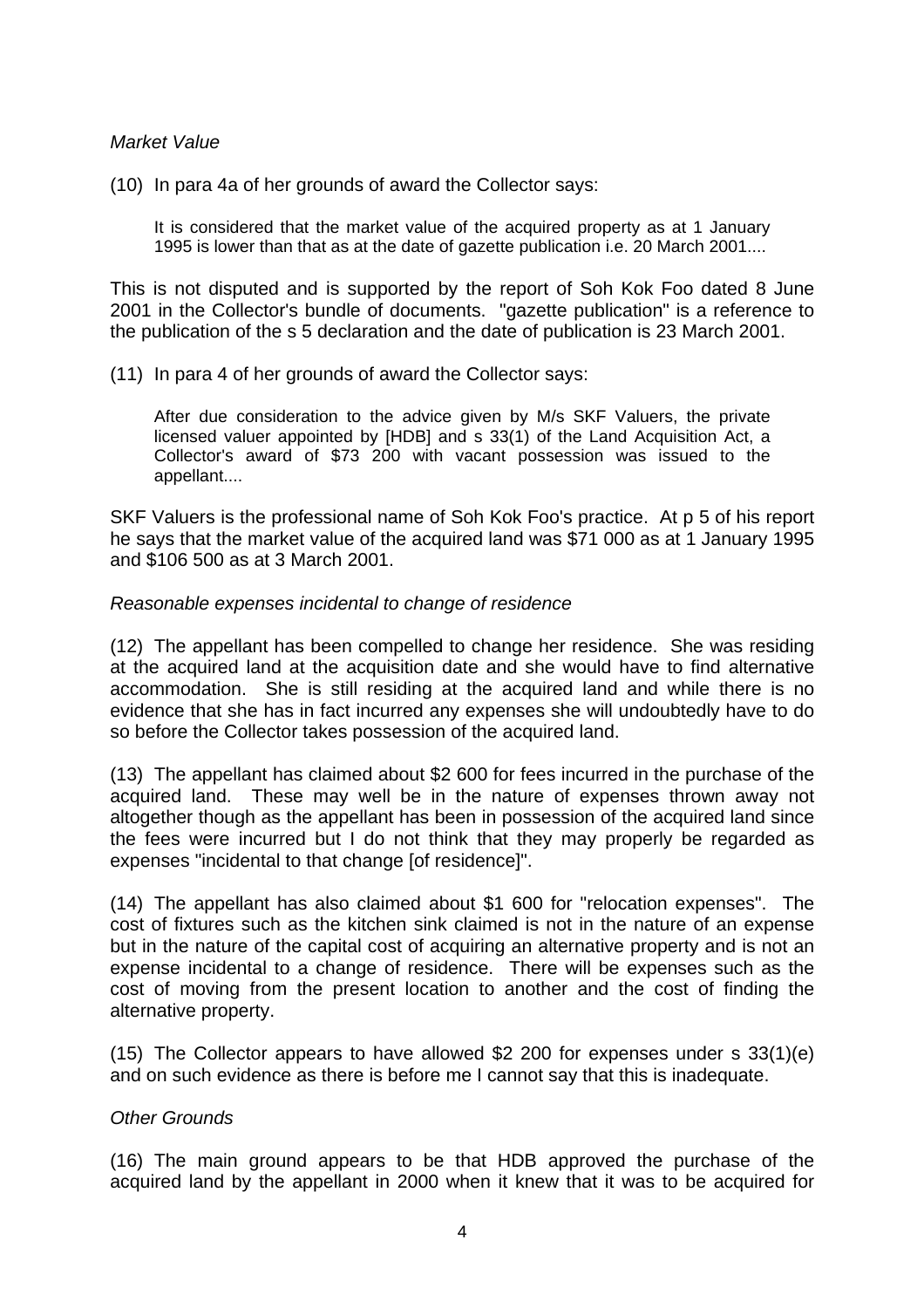*Market Value*

(10) In para 4a of her grounds of award the Collector says:

> It is considered that the market value of the acquired property as at 1 January 1995 is lower than that as at the date of gazette publication i.e. 20 March 2001....

This is not disputed and is supported by the report of Soh Kok Foo dated 8 June 2001 in the Collector's bundle of documents. "gazette publication" is a reference to the publication of the s 5 declaration and the date of publication is 23 March 2001.

(11) In para 4 of her grounds of award the Collector says:

> After due consideration to the advice given by M/s SKF Valuers, the private licensed valuer appointed by [HDB] and s 33(1) of the Land Acquisition Act, a Collector's award of $73 200 with vacant possession was issued to the appellant....

SKF Valuers is the professional name of Soh Kok Foo's practice. At p 5 of his report he says that the market value of the acquired land was $71 000 as at 1 January 1995 and $106 500 as at 3 March 2001.

*Reasonable expenses incidental to change of residence*

(12) The appellant has been compelled to change her residence. She was residing at the acquired land at the acquisition date and she would have to find alternative accommodation. She is still residing at the acquired land and while there is no evidence that she has in fact incurred any expenses she will undoubtedly have to do so before the Collector takes possession of the acquired land.

(13) The appellant has claimed about $2 600 for fees incurred in the purchase of the acquired land. These may well be in the nature of expenses thrown away not altogether though as the appellant has been in possession of the acquired land since the fees were incurred but I do not think that they may properly be regarded as expenses "incidental to that change [of residence]".

(14) The appellant has also claimed about $1 600 for "relocation expenses". The cost of fixtures such as the kitchen sink claimed is not in the nature of an expense but in the nature of the capital cost of acquiring an alternative property and is not an expense incidental to a change of residence. There will be expenses such as the cost of moving from the present location to another and the cost of finding the alternative property.

(15) The Collector appears to have allowed $2 200 for expenses under s 33(1)(e) and on such evidence as there is before me I cannot say that this is inadequate.

*Other Grounds*

(16) The main ground appears to be that HDB approved the purchase of the acquired land by the appellant in 2000 when it knew that it was to be acquired for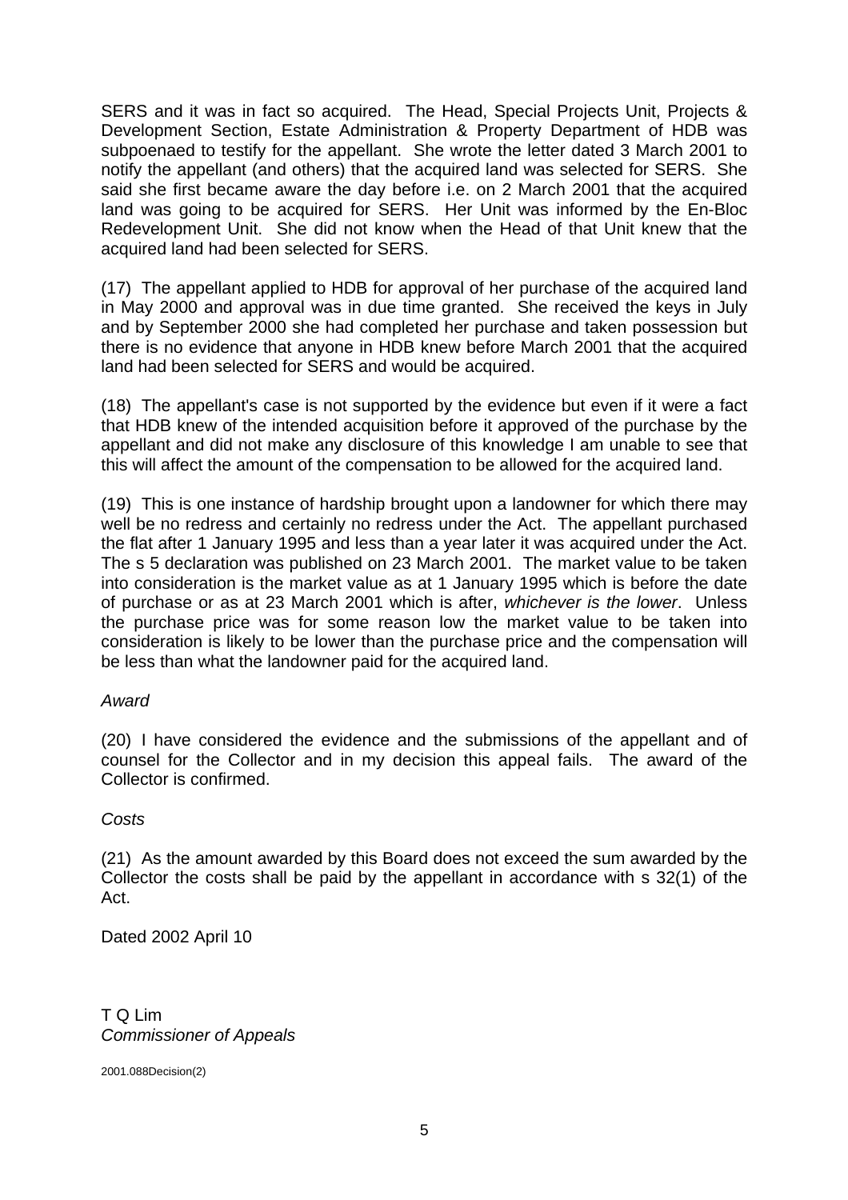SERS and it was in fact so acquired. The Head, Special Projects Unit, Projects & Development Section, Estate Administration & Property Department of HDB was subpoenaed to testify for the appellant. She wrote the letter dated 3 March 2001 to notify the appellant (and others) that the acquired land was selected for SERS. She said she first became aware the day before i.e. on 2 March 2001 that the acquired land was going to be acquired for SERS. Her Unit was informed by the En-Bloc Redevelopment Unit. She did not know when the Head of that Unit knew that the acquired land had been selected for SERS.

(17) The appellant applied to HDB for approval of her purchase of the acquired land in May 2000 and approval was in due time granted. She received the keys in July and by September 2000 she had completed her purchase and taken possession but there is no evidence that anyone in HDB knew before March 2001 that the acquired land had been selected for SERS and would be acquired.

(18) The appellant's case is not supported by the evidence but even if it were a fact that HDB knew of the intended acquisition before it approved of the purchase by the appellant and did not make any disclosure of this knowledge I am unable to see that this will affect the amount of the compensation to be allowed for the acquired land.

(19) This is one instance of hardship brought upon a landowner for which there may well be no redress and certainly no redress under the Act. The appellant purchased the flat after 1 January 1995 and less than a year later it was acquired under the Act. The s 5 declaration was published on 23 March 2001. The market value to be taken into consideration is the market value as at 1 January 1995 which is before the date of purchase or as at 23 March 2001 which is after, *whichever is the lower*. Unless the purchase price was for some reason low the market value to be taken into consideration is likely to be lower than the purchase price and the compensation will be less than what the landowner paid for the acquired land.

*Award*

(20) I have considered the evidence and the submissions of the appellant and of counsel for the Collector and in my decision this appeal fails. The award of the Collector is confirmed.

*Costs*

(21) As the amount awarded by this Board does not exceed the sum awarded by the Collector the costs shall be paid by the appellant in accordance with s 32(1) of the Act.

Dated 2002 April 10

T Q Lim
*Commissioner of Appeals*

2001.088Decision(2)